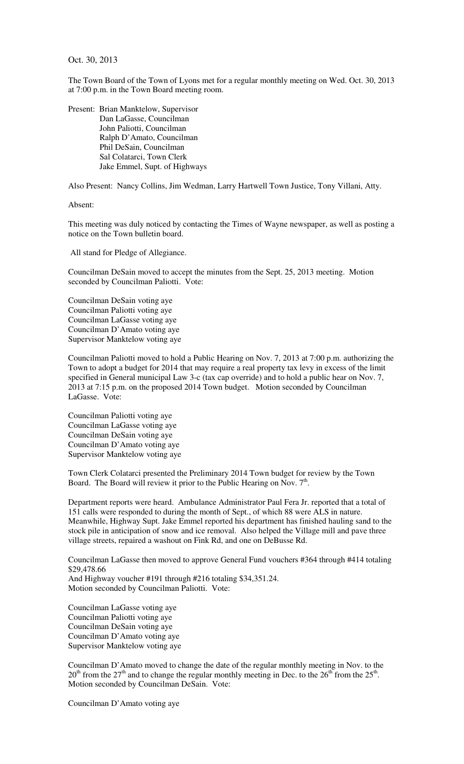Oct. 30, 2013

The Town Board of the Town of Lyons met for a regular monthly meeting on Wed. Oct. 30, 2013 at 7:00 p.m. in the Town Board meeting room.

Present: Brian Manktelow, Supervisor
Dan LaGasse, Councilman
John Paliotti, Councilman
Ralph D'Amato, Councilman
Phil DeSain, Councilman
Sal Colatarci, Town Clerk
Jake Emmel, Supt. of Highways

Also Present: Nancy Collins, Jim Wedman, Larry Hartwell Town Justice, Tony Villani, Atty.

Absent:

This meeting was duly noticed by contacting the Times of Wayne newspaper, as well as posting a notice on the Town bulletin board.

All stand for Pledge of Allegiance.

Councilman DeSain moved to accept the minutes from the Sept. 25, 2013 meeting. Motion seconded by Councilman Paliotti. Vote:

Councilman DeSain voting aye
Councilman Paliotti voting aye
Councilman LaGasse voting aye
Councilman D'Amato voting aye
Supervisor Manktelow voting aye

Councilman Paliotti moved to hold a Public Hearing on Nov. 7, 2013 at 7:00 p.m. authorizing the Town to adopt a budget for 2014 that may require a real property tax levy in excess of the limit specified in General municipal Law 3-c (tax cap override) and to hold a public hear on Nov. 7, 2013 at 7:15 p.m. on the proposed 2014 Town budget. Motion seconded by Councilman LaGasse. Vote:

Councilman Paliotti voting aye
Councilman LaGasse voting aye
Councilman DeSain voting aye
Councilman D'Amato voting aye
Supervisor Manktelow voting aye

Town Clerk Colatarci presented the Preliminary 2014 Town budget for review by the Town Board. The Board will review it prior to the Public Hearing on Nov. 7th.

Department reports were heard. Ambulance Administrator Paul Fera Jr. reported that a total of 151 calls were responded to during the month of Sept., of which 88 were ALS in nature. Meanwhile, Highway Supt. Jake Emmel reported his department has finished hauling sand to the stock pile in anticipation of snow and ice removal. Also helped the Village mill and pave three village streets, repaired a washout on Fink Rd, and one on DeBusse Rd.

Councilman LaGasse then moved to approve General Fund vouchers #364 through #414 totaling $29,478.66
And Highway voucher #191 through #216 totaling $34,351.24.
Motion seconded by Councilman Paliotti. Vote:

Councilman LaGasse voting aye
Councilman Paliotti voting aye
Councilman DeSain voting aye
Councilman D'Amato voting aye
Supervisor Manktelow voting aye

Councilman D'Amato moved to change the date of the regular monthly meeting in Nov. to the 20th from the 27th and to change the regular monthly meeting in Dec. to the 26th from the 25th. Motion seconded by Councilman DeSain. Vote:

Councilman D'Amato voting aye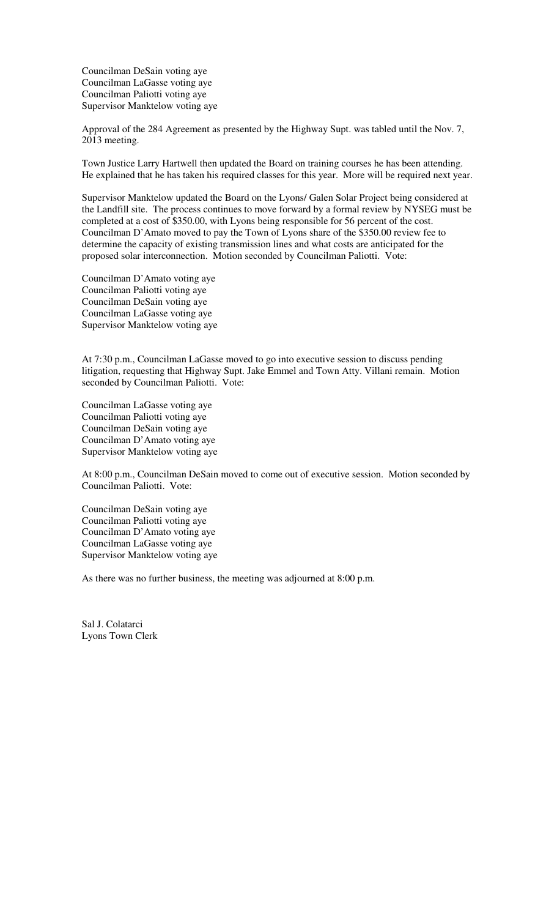Councilman DeSain voting aye
Councilman LaGasse voting aye
Councilman Paliotti voting aye
Supervisor Manktelow voting aye

Approval of the 284 Agreement as presented by the Highway Supt. was tabled until the Nov. 7, 2013 meeting.

Town Justice Larry Hartwell then updated the Board on training courses he has been attending. He explained that he has taken his required classes for this year. More will be required next year.

Supervisor Manktelow updated the Board on the Lyons/ Galen Solar Project being considered at the Landfill site. The process continues to move forward by a formal review by NYSEG must be completed at a cost of $350.00, with Lyons being responsible for 56 percent of the cost. Councilman D'Amato moved to pay the Town of Lyons share of the $350.00 review fee to determine the capacity of existing transmission lines and what costs are anticipated for the proposed solar interconnection. Motion seconded by Councilman Paliotti. Vote:

Councilman D'Amato voting aye
Councilman Paliotti voting aye
Councilman DeSain voting aye
Councilman LaGasse voting aye
Supervisor Manktelow voting aye

At 7:30 p.m., Councilman LaGasse moved to go into executive session to discuss pending litigation, requesting that Highway Supt. Jake Emmel and Town Atty. Villani remain. Motion seconded by Councilman Paliotti. Vote:

Councilman LaGasse voting aye
Councilman Paliotti voting aye
Councilman DeSain voting aye
Councilman D'Amato voting aye
Supervisor Manktelow voting aye

At 8:00 p.m., Councilman DeSain moved to come out of executive session. Motion seconded by Councilman Paliotti. Vote:

Councilman DeSain voting aye
Councilman Paliotti voting aye
Councilman D'Amato voting aye
Councilman LaGasse voting aye
Supervisor Manktelow voting aye

As there was no further business, the meeting was adjourned at 8:00 p.m.

Sal J. Colatarci
Lyons Town Clerk